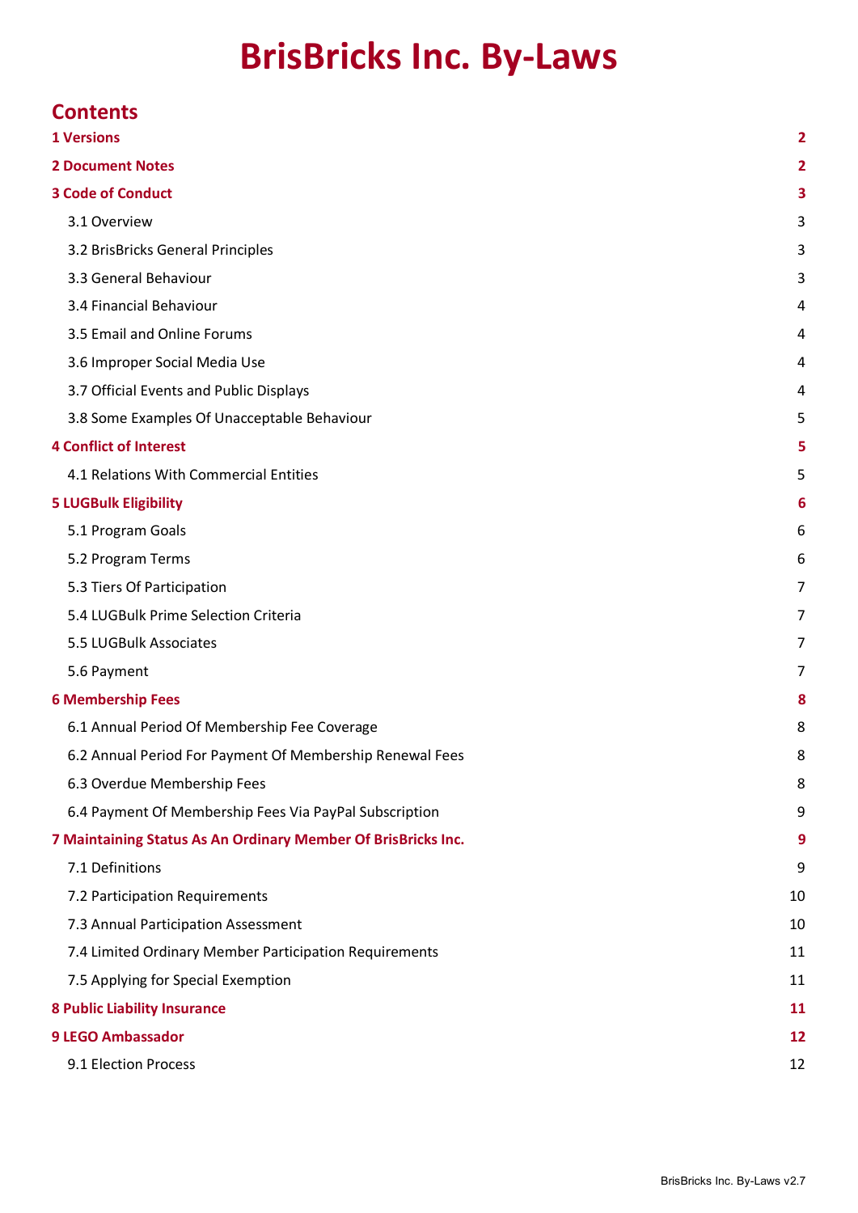# BrisBricks Inc. By-Laws

## Contents

| | |
|---|---|
| **1 Versions** | **2** |
| **2 Document Notes** | **2** |
| **3 Code of Conduct** | **3** |
| 3.1 Overview | 3 |
| 3.2 BrisBricks General Principles | 3 |
| 3.3 General Behaviour | 3 |
| 3.4 Financial Behaviour | 4 |
| 3.5 Email and Online Forums | 4 |
| 3.6 Improper Social Media Use | 4 |
| 3.7 Official Events and Public Displays | 4 |
| 3.8 Some Examples Of Unacceptable Behaviour | 5 |
| **4 Conflict of Interest** | **5** |
| 4.1 Relations With Commercial Entities | 5 |
| **5 LUGBulk Eligibility** | **6** |
| 5.1 Program Goals | 6 |
| 5.2 Program Terms | 6 |
| 5.3 Tiers Of Participation | 7 |
| 5.4 LUGBulk Prime Selection Criteria | 7 |
| 5.5 LUGBulk Associates | 7 |
| 5.6 Payment | 7 |
| **6 Membership Fees** | **8** |
| 6.1 Annual Period Of Membership Fee Coverage | 8 |
| 6.2 Annual Period For Payment Of Membership Renewal Fees | 8 |
| 6.3 Overdue Membership Fees | 8 |
| 6.4 Payment Of Membership Fees Via PayPal Subscription | 9 |
| **7 Maintaining Status As An Ordinary Member Of BrisBricks Inc.** | **9** |
| 7.1 Definitions | 9 |
| 7.2 Participation Requirements | 10 |
| 7.3 Annual Participation Assessment | 10 |
| 7.4 Limited Ordinary Member Participation Requirements | 11 |
| 7.5 Applying for Special Exemption | 11 |
| **8 Public Liability Insurance** | **11** |
| **9 LEGO Ambassador** | **12** |
| 9.1 Election Process | 12 |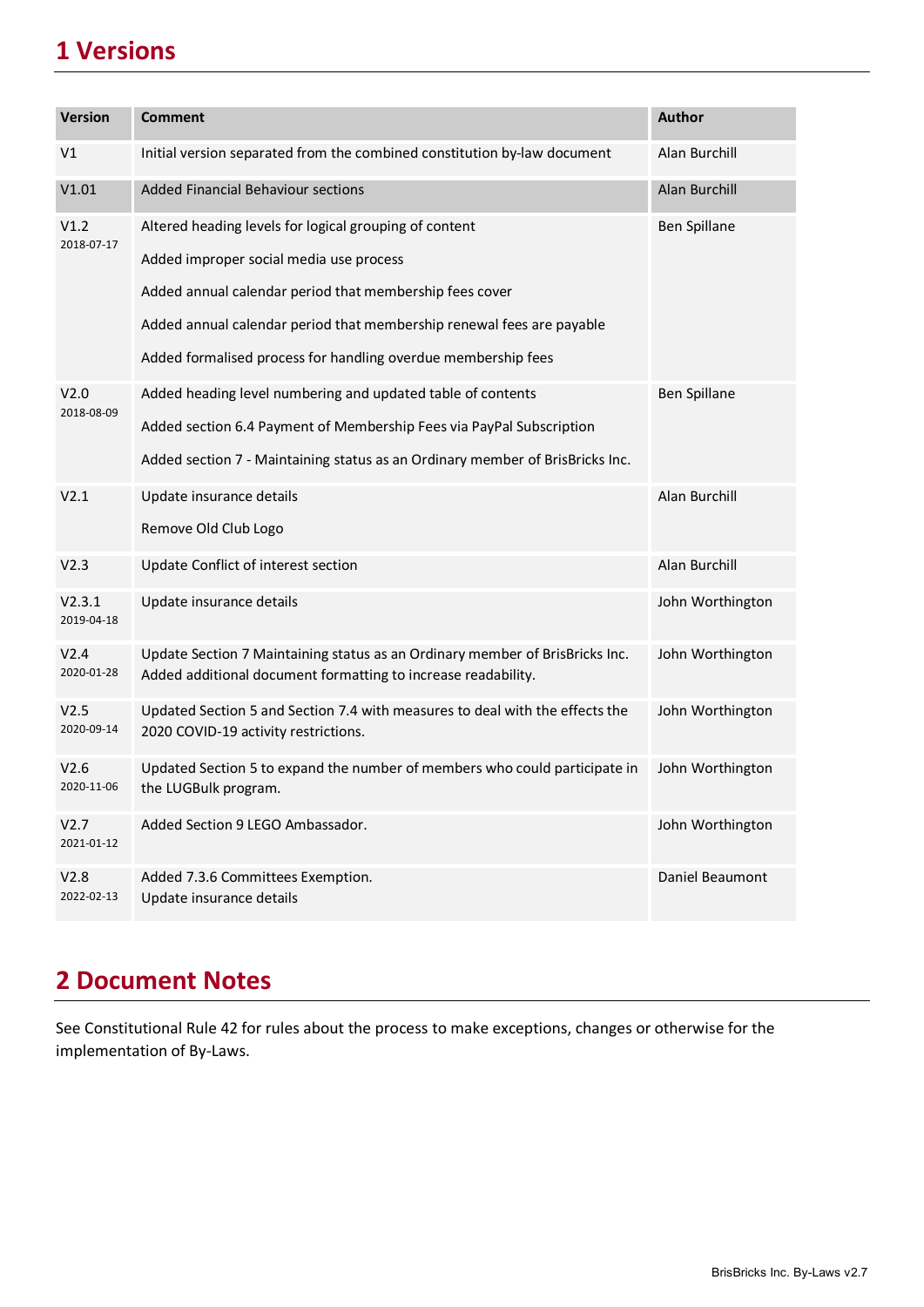# 1 Versions

| Version | Comment | Author |
|---|---|---|
| V1 | Initial version separated from the combined constitution by-law document | Alan Burchill |
| V1.01 | Added Financial Behaviour sections | Alan Burchill |
| V1.2<br>2018-07-17 | Altered heading levels for logical grouping of content<br>Added improper social media use process<br>Added annual calendar period that membership fees cover<br>Added annual calendar period that membership renewal fees are payable<br>Added formalised process for handling overdue membership fees | Ben Spillane |
| V2.0<br>2018-08-09 | Added heading level numbering and updated table of contents<br>Added section 6.4 Payment of Membership Fees via PayPal Subscription<br>Added section 7 - Maintaining status as an Ordinary member of BrisBricks Inc. | Ben Spillane |
| V2.1 | Update insurance details<br>Remove Old Club Logo | Alan Burchill |
| V2.3 | Update Conflict of interest section | Alan Burchill |
| V2.3.1<br>2019-04-18 | Update insurance details | John Worthington |
| V2.4<br>2020-01-28 | Update Section 7 Maintaining status as an Ordinary member of BrisBricks Inc. Added additional document formatting to increase readability. | John Worthington |
| V2.5<br>2020-09-14 | Updated Section 5 and Section 7.4 with measures to deal with the effects the 2020 COVID-19 activity restrictions. | John Worthington |
| V2.6<br>2020-11-06 | Updated Section 5 to expand the number of members who could participate in the LUGBulk program. | John Worthington |
| V2.7<br>2021-01-12 | Added Section 9 LEGO Ambassador. | John Worthington |
| V2.8<br>2022-02-13 | Added 7.3.6 Committees Exemption.<br>Update insurance details | Daniel Beaumont |

# 2 Document Notes

See Constitutional Rule 42 for rules about the process to make exceptions, changes or otherwise for the implementation of By-Laws.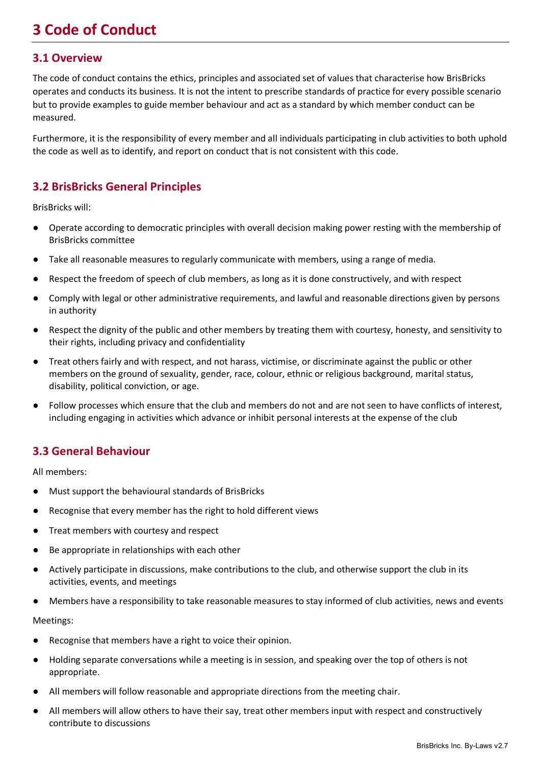# 3 Code of Conduct

## 3.1 Overview

The code of conduct contains the ethics, principles and associated set of values that characterise how BrisBricks operates and conducts its business. It is not the intent to prescribe standards of practice for every possible scenario but to provide examples to guide member behaviour and act as a standard by which member conduct can be measured.

Furthermore, it is the responsibility of every member and all individuals participating in club activities to both uphold the code as well as to identify, and report on conduct that is not consistent with this code.

## 3.2 BrisBricks General Principles

BrisBricks will:

- Operate according to democratic principles with overall decision making power resting with the membership of BrisBricks committee
- Take all reasonable measures to regularly communicate with members, using a range of media.
- Respect the freedom of speech of club members, as long as it is done constructively, and with respect
- Comply with legal or other administrative requirements, and lawful and reasonable directions given by persons in authority
- Respect the dignity of the public and other members by treating them with courtesy, honesty, and sensitivity to their rights, including privacy and confidentiality
- Treat others fairly and with respect, and not harass, victimise, or discriminate against the public or other members on the ground of sexuality, gender, race, colour, ethnic or religious background, marital status, disability, political conviction, or age.
- Follow processes which ensure that the club and members do not and are not seen to have conflicts of interest, including engaging in activities which advance or inhibit personal interests at the expense of the club

## 3.3 General Behaviour

All members:

- Must support the behavioural standards of BrisBricks
- Recognise that every member has the right to hold different views
- Treat members with courtesy and respect
- Be appropriate in relationships with each other
- Actively participate in discussions, make contributions to the club, and otherwise support the club in its activities, events, and meetings
- Members have a responsibility to take reasonable measures to stay informed of club activities, news and events

Meetings:

- Recognise that members have a right to voice their opinion.
- Holding separate conversations while a meeting is in session, and speaking over the top of others is not appropriate.
- All members will follow reasonable and appropriate directions from the meeting chair.
- All members will allow others to have their say, treat other members input with respect and constructively contribute to discussions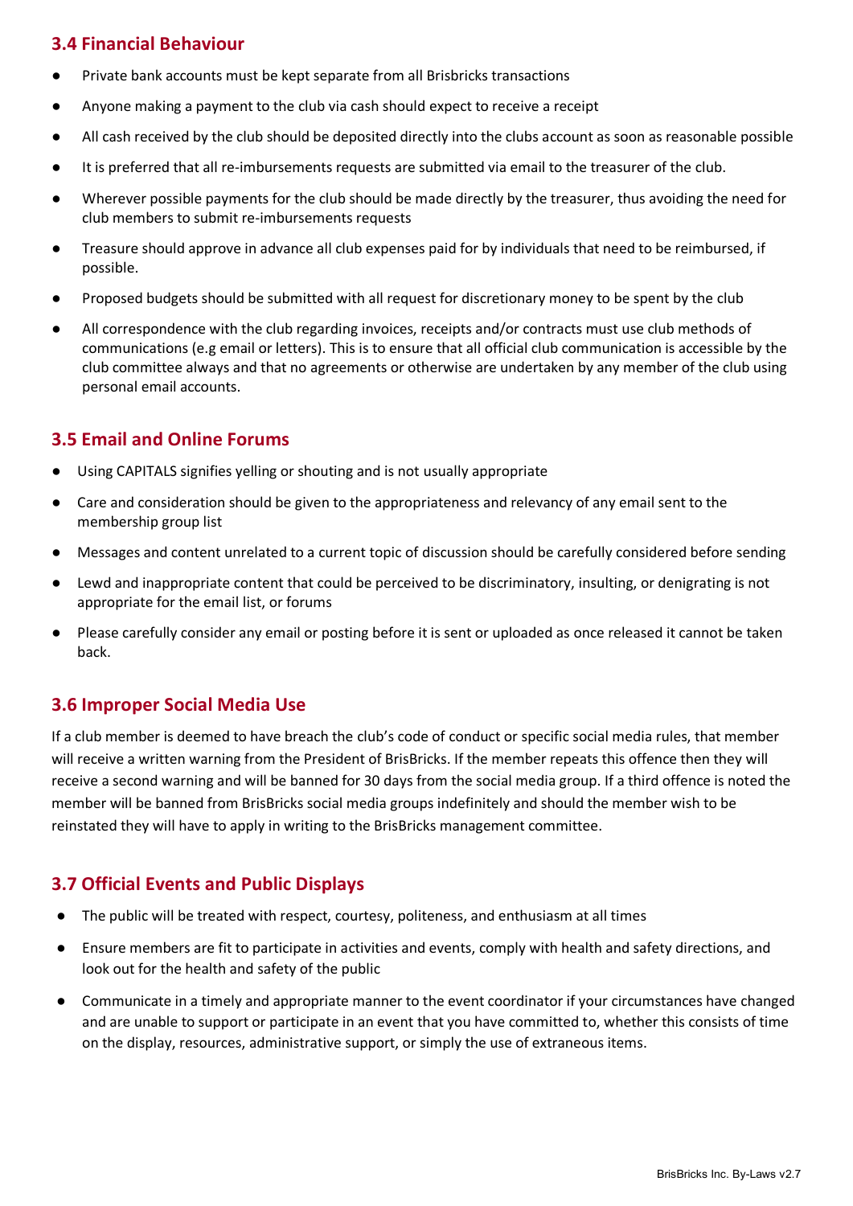### 3.4 Financial Behaviour

- Private bank accounts must be kept separate from all Brisbricks transactions
- Anyone making a payment to the club via cash should expect to receive a receipt
- All cash received by the club should be deposited directly into the clubs account as soon as reasonable possible
- It is preferred that all re-imbursements requests are submitted via email to the treasurer of the club.
- Wherever possible payments for the club should be made directly by the treasurer, thus avoiding the need for club members to submit re-imbursements requests
- Treasure should approve in advance all club expenses paid for by individuals that need to be reimbursed, if possible.
- Proposed budgets should be submitted with all request for discretionary money to be spent by the club
- All correspondence with the club regarding invoices, receipts and/or contracts must use club methods of communications (e.g email or letters). This is to ensure that all official club communication is accessible by the club committee always and that no agreements or otherwise are undertaken by any member of the club using personal email accounts.

### 3.5 Email and Online Forums

- Using CAPITALS signifies yelling or shouting and is not usually appropriate
- Care and consideration should be given to the appropriateness and relevancy of any email sent to the membership group list
- Messages and content unrelated to a current topic of discussion should be carefully considered before sending
- Lewd and inappropriate content that could be perceived to be discriminatory, insulting, or denigrating is not appropriate for the email list, or forums
- Please carefully consider any email or posting before it is sent or uploaded as once released it cannot be taken back.

### 3.6 Improper Social Media Use

If a club member is deemed to have breach the club's code of conduct or specific social media rules, that member will receive a written warning from the President of BrisBricks. If the member repeats this offence then they will receive a second warning and will be banned for 30 days from the social media group. If a third offence is noted the member will be banned from BrisBricks social media groups indefinitely and should the member wish to be reinstated they will have to apply in writing to the BrisBricks management committee.

### 3.7 Official Events and Public Displays

- The public will be treated with respect, courtesy, politeness, and enthusiasm at all times
- Ensure members are fit to participate in activities and events, comply with health and safety directions, and look out for the health and safety of the public
- Communicate in a timely and appropriate manner to the event coordinator if your circumstances have changed and are unable to support or participate in an event that you have committed to, whether this consists of time on the display, resources, administrative support, or simply the use of extraneous items.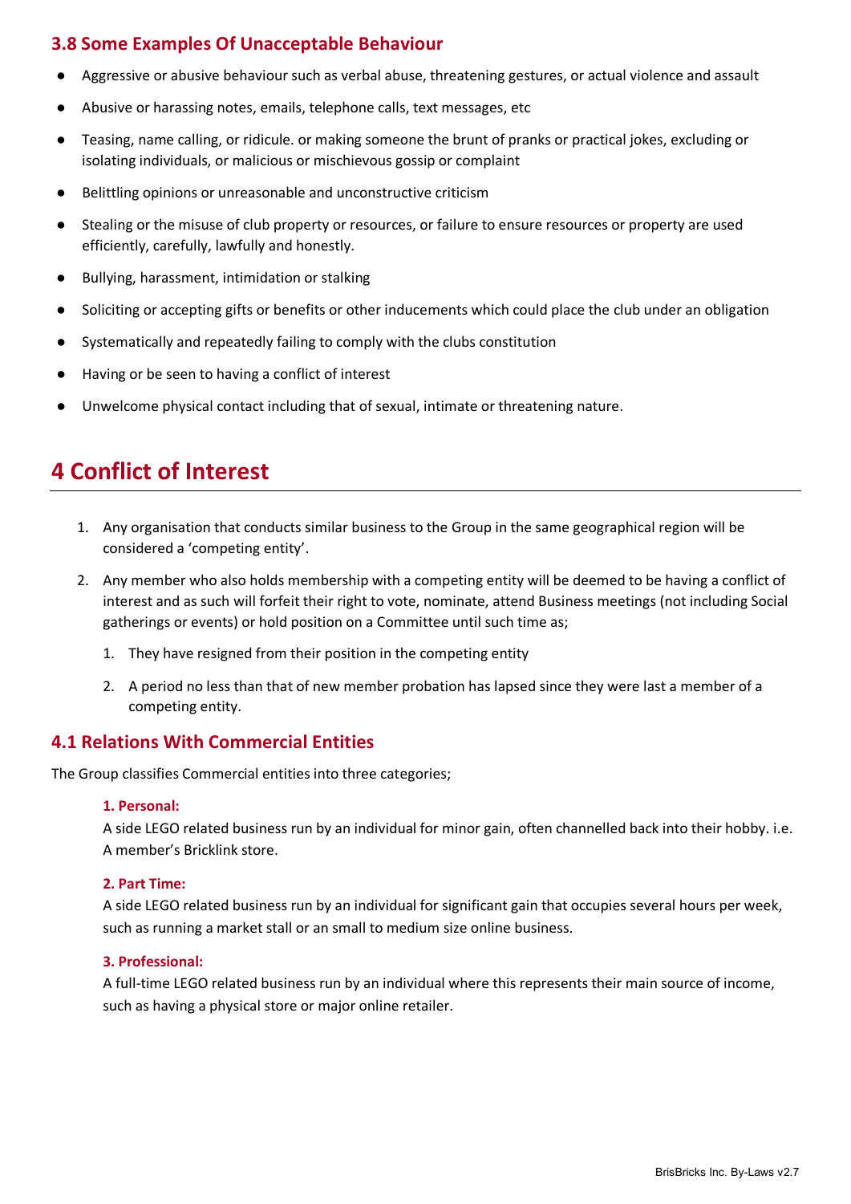### 3.8 Some Examples Of Unacceptable Behaviour

- Aggressive or abusive behaviour such as verbal abuse, threatening gestures, or actual violence and assault
- Abusive or harassing notes, emails, telephone calls, text messages, etc
- Teasing, name calling, or ridicule. or making someone the brunt of pranks or practical jokes, excluding or isolating individuals, or malicious or mischievous gossip or complaint
- Belittling opinions or unreasonable and unconstructive criticism
- Stealing or the misuse of club property or resources, or failure to ensure resources or property are used efficiently, carefully, lawfully and honestly.
- Bullying, harassment, intimidation or stalking
- Soliciting or accepting gifts or benefits or other inducements which could place the club under an obligation
- Systematically and repeatedly failing to comply with the clubs constitution
- Having or be seen to having a conflict of interest
- Unwelcome physical contact including that of sexual, intimate or threatening nature.

## 4 Conflict of Interest

1. Any organisation that conducts similar business to the Group in the same geographical region will be considered a 'competing entity'.
2. Any member who also holds membership with a competing entity will be deemed to be having a conflict of interest and as such will forfeit their right to vote, nominate, attend Business meetings (not including Social gatherings or events) or hold position on a Committee until such time as;
    1. They have resigned from their position in the competing entity
    2. A period no less than that of new member probation has lapsed since they were last a member of a competing entity.

### 4.1 Relations With Commercial Entities

The Group classifies Commercial entities into three categories;

**1. Personal:**
A side LEGO related business run by an individual for minor gain, often channelled back into their hobby. i.e. A member's Bricklink store.

**2. Part Time:**
A side LEGO related business run by an individual for significant gain that occupies several hours per week, such as running a market stall or an small to medium size online business.

**3. Professional:**
A full-time LEGO related business run by an individual where this represents their main source of income, such as having a physical store or major online retailer.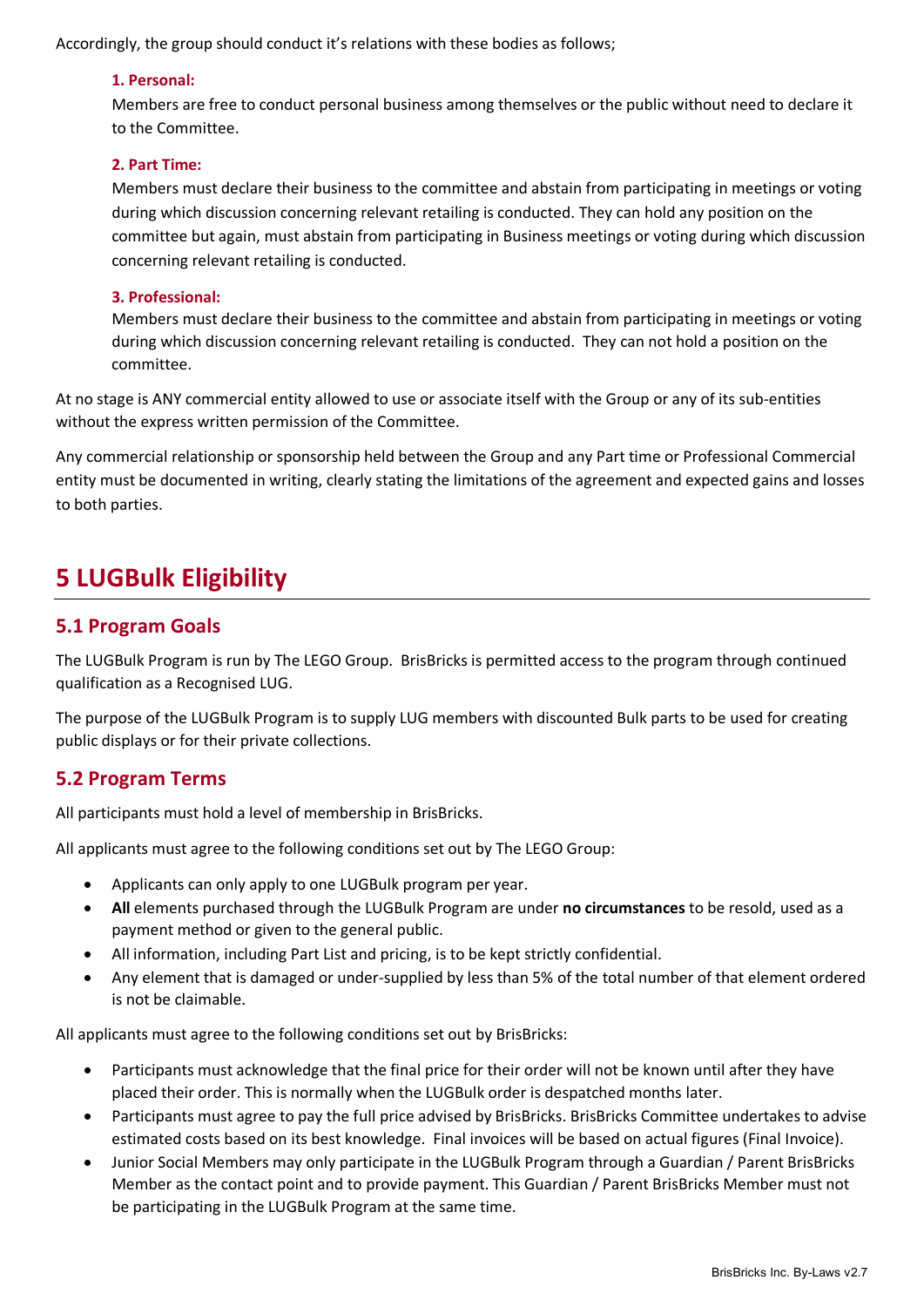Accordingly, the group should conduct it's relations with these bodies as follows;

**1. Personal:**

Members are free to conduct personal business among themselves or the public without need to declare it to the Committee.

**2. Part Time:**

Members must declare their business to the committee and abstain from participating in meetings or voting during which discussion concerning relevant retailing is conducted. They can hold any position on the committee but again, must abstain from participating in Business meetings or voting during which discussion concerning relevant retailing is conducted.

**3. Professional:**

Members must declare their business to the committee and abstain from participating in meetings or voting during which discussion concerning relevant retailing is conducted. They can not hold a position on the committee.

At no stage is ANY commercial entity allowed to use or associate itself with the Group or any of its sub-entities without the express written permission of the Committee.

Any commercial relationship or sponsorship held between the Group and any Part time or Professional Commercial entity must be documented in writing, clearly stating the limitations of the agreement and expected gains and losses to both parties.

# 5 LUGBulk Eligibility

## 5.1 Program Goals

The LUGBulk Program is run by The LEGO Group. BrisBricks is permitted access to the program through continued qualification as a Recognised LUG.

The purpose of the LUGBulk Program is to supply LUG members with discounted Bulk parts to be used for creating public displays or for their private collections.

## 5.2 Program Terms

All participants must hold a level of membership in BrisBricks.

All applicants must agree to the following conditions set out by The LEGO Group:

- Applicants can only apply to one LUGBulk program per year.
- **All** elements purchased through the LUGBulk Program are under **no circumstances** to be resold, used as a payment method or given to the general public.
- All information, including Part List and pricing, is to be kept strictly confidential.
- Any element that is damaged or under-supplied by less than 5% of the total number of that element ordered is not be claimable.

All applicants must agree to the following conditions set out by BrisBricks:

- Participants must acknowledge that the final price for their order will not be known until after they have placed their order. This is normally when the LUGBulk order is despatched months later.
- Participants must agree to pay the full price advised by BrisBricks. BrisBricks Committee undertakes to advise estimated costs based on its best knowledge. Final invoices will be based on actual figures (Final Invoice).
- Junior Social Members may only participate in the LUGBulk Program through a Guardian / Parent BrisBricks Member as the contact point and to provide payment. This Guardian / Parent BrisBricks Member must not be participating in the LUGBulk Program at the same time.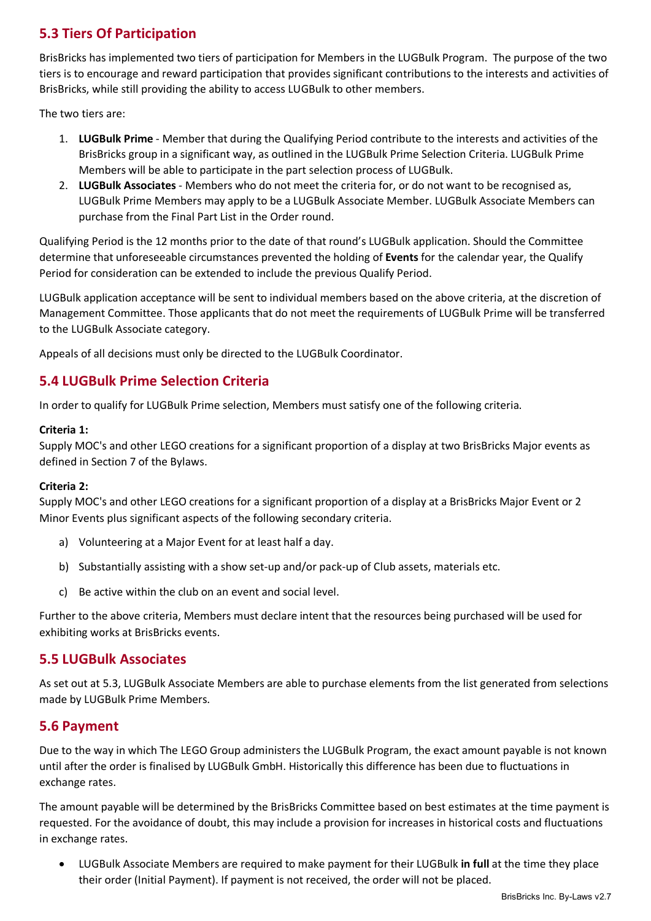## 5.3 Tiers Of Participation

BrisBricks has implemented two tiers of participation for Members in the LUGBulk Program. The purpose of the two tiers is to encourage and reward participation that provides significant contributions to the interests and activities of BrisBricks, while still providing the ability to access LUGBulk to other members.

The two tiers are:

1. **LUGBulk Prime** - Member that during the Qualifying Period contribute to the interests and activities of the BrisBricks group in a significant way, as outlined in the LUGBulk Prime Selection Criteria. LUGBulk Prime Members will be able to participate in the part selection process of LUGBulk.
2. **LUGBulk Associates** - Members who do not meet the criteria for, or do not want to be recognised as, LUGBulk Prime Members may apply to be a LUGBulk Associate Member. LUGBulk Associate Members can purchase from the Final Part List in the Order round.

Qualifying Period is the 12 months prior to the date of that round's LUGBulk application. Should the Committee determine that unforeseeable circumstances prevented the holding of **Events** for the calendar year, the Qualify Period for consideration can be extended to include the previous Qualify Period.

LUGBulk application acceptance will be sent to individual members based on the above criteria, at the discretion of Management Committee. Those applicants that do not meet the requirements of LUGBulk Prime will be transferred to the LUGBulk Associate category.

Appeals of all decisions must only be directed to the LUGBulk Coordinator.

## 5.4 LUGBulk Prime Selection Criteria

In order to qualify for LUGBulk Prime selection, Members must satisfy one of the following criteria.

**Criteria 1:**
Supply MOC's and other LEGO creations for a significant proportion of a display at two BrisBricks Major events as defined in Section 7 of the Bylaws.

**Criteria 2:**
Supply MOC's and other LEGO creations for a significant proportion of a display at a BrisBricks Major Event or 2 Minor Events plus significant aspects of the following secondary criteria.

a) Volunteering at a Major Event for at least half a day.

b) Substantially assisting with a show set-up and/or pack-up of Club assets, materials etc.

c) Be active within the club on an event and social level.

Further to the above criteria, Members must declare intent that the resources being purchased will be used for exhibiting works at BrisBricks events.

## 5.5 LUGBulk Associates

As set out at 5.3, LUGBulk Associate Members are able to purchase elements from the list generated from selections made by LUGBulk Prime Members.

## 5.6 Payment

Due to the way in which The LEGO Group administers the LUGBulk Program, the exact amount payable is not known until after the order is finalised by LUGBulk GmbH. Historically this difference has been due to fluctuations in exchange rates.

The amount payable will be determined by the BrisBricks Committee based on best estimates at the time payment is requested. For the avoidance of doubt, this may include a provision for increases in historical costs and fluctuations in exchange rates.

- LUGBulk Associate Members are required to make payment for their LUGBulk **in full** at the time they place their order (Initial Payment). If payment is not received, the order will not be placed.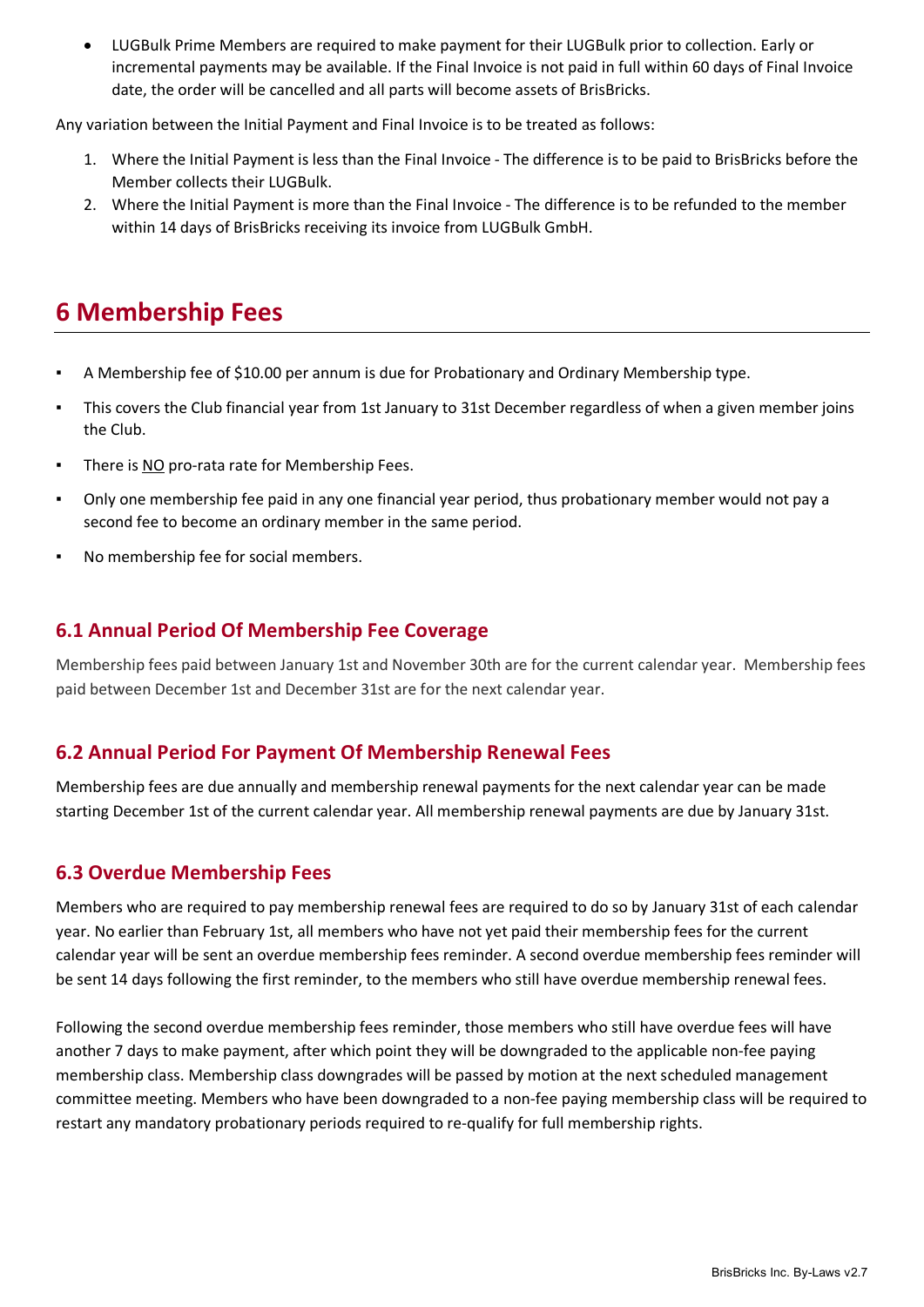- LUGBulk Prime Members are required to make payment for their LUGBulk prior to collection. Early or incremental payments may be available. If the Final Invoice is not paid in full within 60 days of Final Invoice date, the order will be cancelled and all parts will become assets of BrisBricks.

Any variation between the Initial Payment and Final Invoice is to be treated as follows:

1. Where the Initial Payment is less than the Final Invoice - The difference is to be paid to BrisBricks before the Member collects their LUGBulk.
2. Where the Initial Payment is more than the Final Invoice - The difference is to be refunded to the member within 14 days of BrisBricks receiving its invoice from LUGBulk GmbH.

# 6 Membership Fees

- A Membership fee of $10.00 per annum is due for Probationary and Ordinary Membership type.
- This covers the Club financial year from 1st January to 31st December regardless of when a given member joins the Club.
- There is NO pro-rata rate for Membership Fees.
- Only one membership fee paid in any one financial year period, thus probationary member would not pay a second fee to become an ordinary member in the same period.
- No membership fee for social members.

## 6.1 Annual Period Of Membership Fee Coverage

Membership fees paid between January 1st and November 30th are for the current calendar year. Membership fees paid between December 1st and December 31st are for the next calendar year.

## 6.2 Annual Period For Payment Of Membership Renewal Fees

Membership fees are due annually and membership renewal payments for the next calendar year can be made starting December 1st of the current calendar year. All membership renewal payments are due by January 31st.

## 6.3 Overdue Membership Fees

Members who are required to pay membership renewal fees are required to do so by January 31st of each calendar year. No earlier than February 1st, all members who have not yet paid their membership fees for the current calendar year will be sent an overdue membership fees reminder. A second overdue membership fees reminder will be sent 14 days following the first reminder, to the members who still have overdue membership renewal fees.

Following the second overdue membership fees reminder, those members who still have overdue fees will have another 7 days to make payment, after which point they will be downgraded to the applicable non-fee paying membership class. Membership class downgrades will be passed by motion at the next scheduled management committee meeting. Members who have been downgraded to a non-fee paying membership class will be required to restart any mandatory probationary periods required to re-qualify for full membership rights.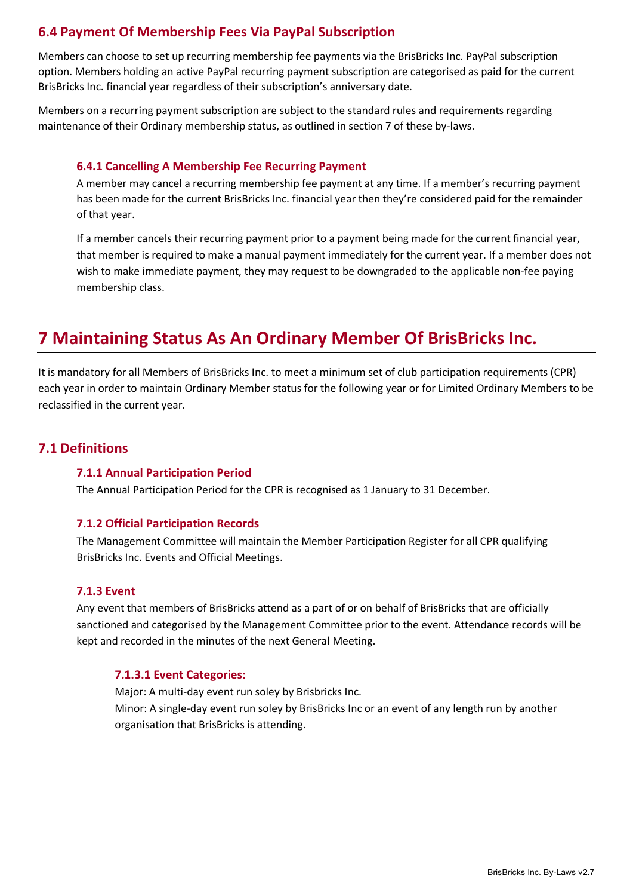## 6.4 Payment Of Membership Fees Via PayPal Subscription

Members can choose to set up recurring membership fee payments via the BrisBricks Inc. PayPal subscription option. Members holding an active PayPal recurring payment subscription are categorised as paid for the current BrisBricks Inc. financial year regardless of their subscription's anniversary date.

Members on a recurring payment subscription are subject to the standard rules and requirements regarding maintenance of their Ordinary membership status, as outlined in section 7 of these by-laws.

### 6.4.1 Cancelling A Membership Fee Recurring Payment

A member may cancel a recurring membership fee payment at any time. If a member's recurring payment has been made for the current BrisBricks Inc. financial year then they're considered paid for the remainder of that year.

If a member cancels their recurring payment prior to a payment being made for the current financial year, that member is required to make a manual payment immediately for the current year. If a member does not wish to make immediate payment, they may request to be downgraded to the applicable non-fee paying membership class.

# 7 Maintaining Status As An Ordinary Member Of BrisBricks Inc.

It is mandatory for all Members of BrisBricks Inc. to meet a minimum set of club participation requirements (CPR) each year in order to maintain Ordinary Member status for the following year or for Limited Ordinary Members to be reclassified in the current year.

## 7.1 Definitions

### 7.1.1 Annual Participation Period

The Annual Participation Period for the CPR is recognised as 1 January to 31 December.

### 7.1.2 Official Participation Records

The Management Committee will maintain the Member Participation Register for all CPR qualifying BrisBricks Inc. Events and Official Meetings.

### 7.1.3 Event

Any event that members of BrisBricks attend as a part of or on behalf of BrisBricks that are officially sanctioned and categorised by the Management Committee prior to the event. Attendance records will be kept and recorded in the minutes of the next General Meeting.

#### 7.1.3.1 Event Categories:

Major: A multi-day event run soley by Brisbricks Inc.
Minor: A single-day event run soley by BrisBricks Inc or an event of any length run by another organisation that BrisBricks is attending.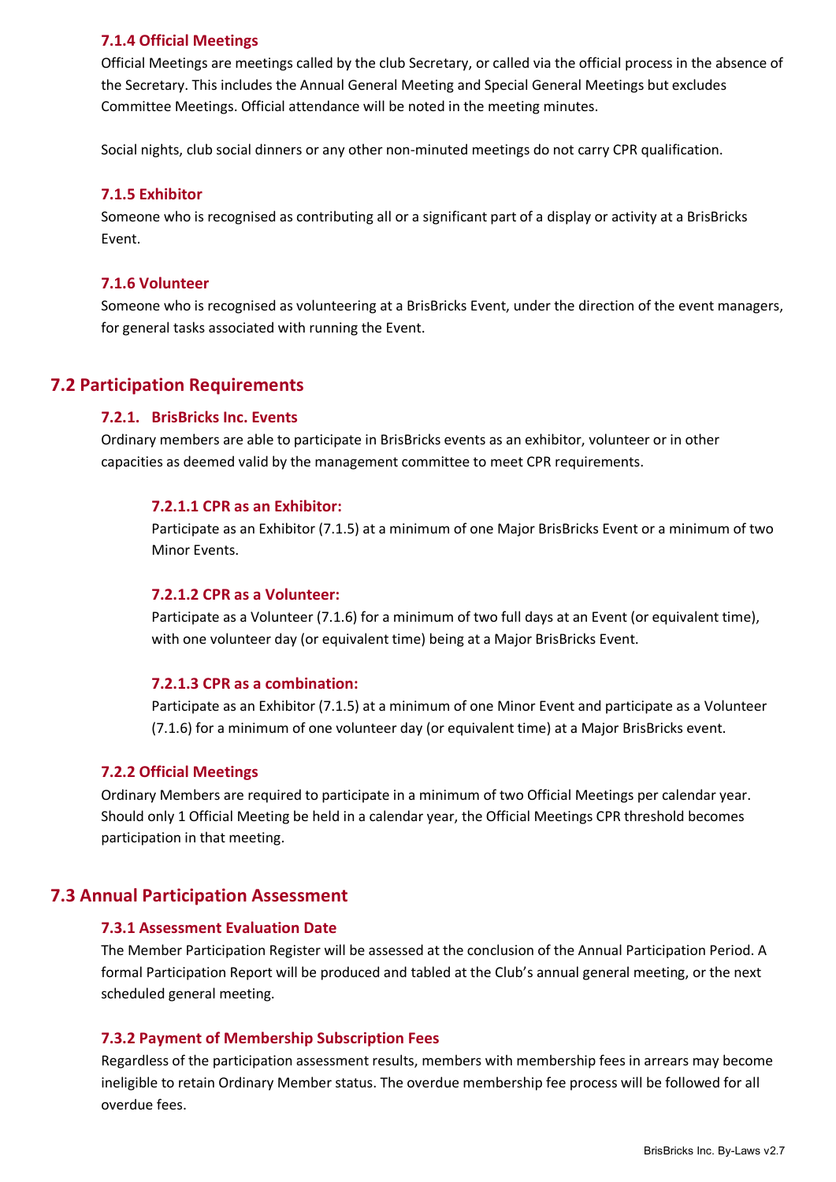#### 7.1.4 Official Meetings

Official Meetings are meetings called by the club Secretary, or called via the official process in the absence of the Secretary. This includes the Annual General Meeting and Special General Meetings but excludes Committee Meetings. Official attendance will be noted in the meeting minutes.

Social nights, club social dinners or any other non-minuted meetings do not carry CPR qualification.

#### 7.1.5 Exhibitor

Someone who is recognised as contributing all or a significant part of a display or activity at a BrisBricks Event.

#### 7.1.6 Volunteer

Someone who is recognised as volunteering at a BrisBricks Event, under the direction of the event managers, for general tasks associated with running the Event.

## 7.2 Participation Requirements

#### 7.2.1. BrisBricks Inc. Events

Ordinary members are able to participate in BrisBricks events as an exhibitor, volunteer or in other capacities as deemed valid by the management committee to meet CPR requirements.

##### 7.2.1.1 CPR as an Exhibitor:

Participate as an Exhibitor (7.1.5) at a minimum of one Major BrisBricks Event or a minimum of two Minor Events.

##### 7.2.1.2 CPR as a Volunteer:

Participate as a Volunteer (7.1.6) for a minimum of two full days at an Event (or equivalent time), with one volunteer day (or equivalent time) being at a Major BrisBricks Event.

##### 7.2.1.3 CPR as a combination:

Participate as an Exhibitor (7.1.5) at a minimum of one Minor Event and participate as a Volunteer (7.1.6) for a minimum of one volunteer day (or equivalent time) at a Major BrisBricks event.

#### 7.2.2 Official Meetings

Ordinary Members are required to participate in a minimum of two Official Meetings per calendar year. Should only 1 Official Meeting be held in a calendar year, the Official Meetings CPR threshold becomes participation in that meeting.

## 7.3 Annual Participation Assessment

#### 7.3.1 Assessment Evaluation Date

The Member Participation Register will be assessed at the conclusion of the Annual Participation Period. A formal Participation Report will be produced and tabled at the Club's annual general meeting, or the next scheduled general meeting.

#### 7.3.2 Payment of Membership Subscription Fees

Regardless of the participation assessment results, members with membership fees in arrears may become ineligible to retain Ordinary Member status. The overdue membership fee process will be followed for all overdue fees.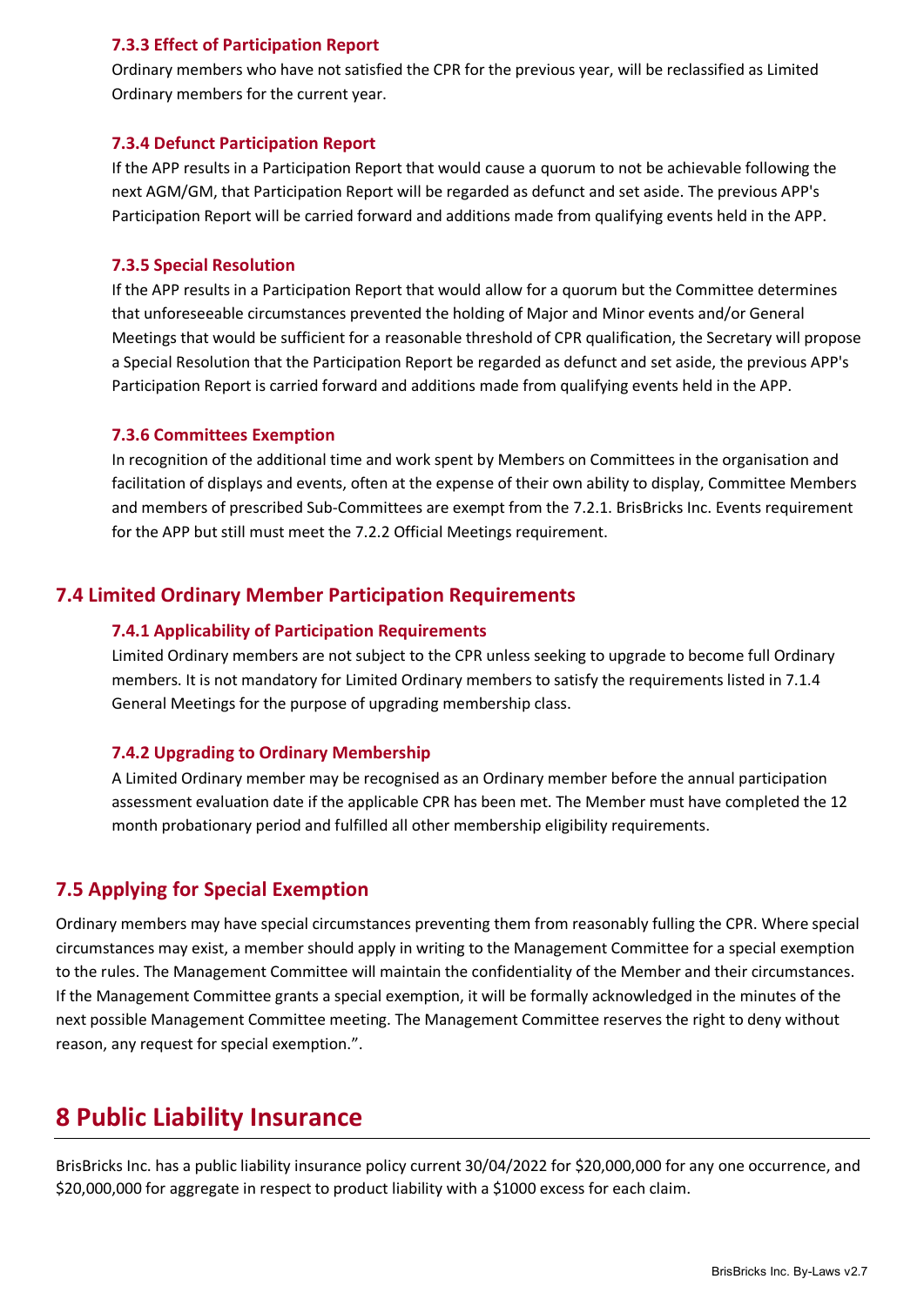#### 7.3.3 Effect of Participation Report

Ordinary members who have not satisfied the CPR for the previous year, will be reclassified as Limited Ordinary members for the current year.

#### 7.3.4 Defunct Participation Report

If the APP results in a Participation Report that would cause a quorum to not be achievable following the next AGM/GM, that Participation Report will be regarded as defunct and set aside. The previous APP's Participation Report will be carried forward and additions made from qualifying events held in the APP.

#### 7.3.5 Special Resolution

If the APP results in a Participation Report that would allow for a quorum but the Committee determines that unforeseeable circumstances prevented the holding of Major and Minor events and/or General Meetings that would be sufficient for a reasonable threshold of CPR qualification, the Secretary will propose a Special Resolution that the Participation Report be regarded as defunct and set aside, the previous APP's Participation Report is carried forward and additions made from qualifying events held in the APP.

#### 7.3.6 Committees Exemption

In recognition of the additional time and work spent by Members on Committees in the organisation and facilitation of displays and events, often at the expense of their own ability to display, Committee Members and members of prescribed Sub-Committees are exempt from the 7.2.1. BrisBricks Inc. Events requirement for the APP but still must meet the 7.2.2 Official Meetings requirement.

### 7.4 Limited Ordinary Member Participation Requirements

#### 7.4.1 Applicability of Participation Requirements

Limited Ordinary members are not subject to the CPR unless seeking to upgrade to become full Ordinary members. It is not mandatory for Limited Ordinary members to satisfy the requirements listed in 7.1.4 General Meetings for the purpose of upgrading membership class.

#### 7.4.2 Upgrading to Ordinary Membership

A Limited Ordinary member may be recognised as an Ordinary member before the annual participation assessment evaluation date if the applicable CPR has been met. The Member must have completed the 12 month probationary period and fulfilled all other membership eligibility requirements.

### 7.5 Applying for Special Exemption

Ordinary members may have special circumstances preventing them from reasonably fulling the CPR. Where special circumstances may exist, a member should apply in writing to the Management Committee for a special exemption to the rules. The Management Committee will maintain the confidentiality of the Member and their circumstances. If the Management Committee grants a special exemption, it will be formally acknowledged in the minutes of the next possible Management Committee meeting. The Management Committee reserves the right to deny without reason, any request for special exemption.”.

## 8 Public Liability Insurance

BrisBricks Inc. has a public liability insurance policy current 30/04/2022 for $20,000,000 for any one occurrence, and $20,000,000 for aggregate in respect to product liability with a $1000 excess for each claim.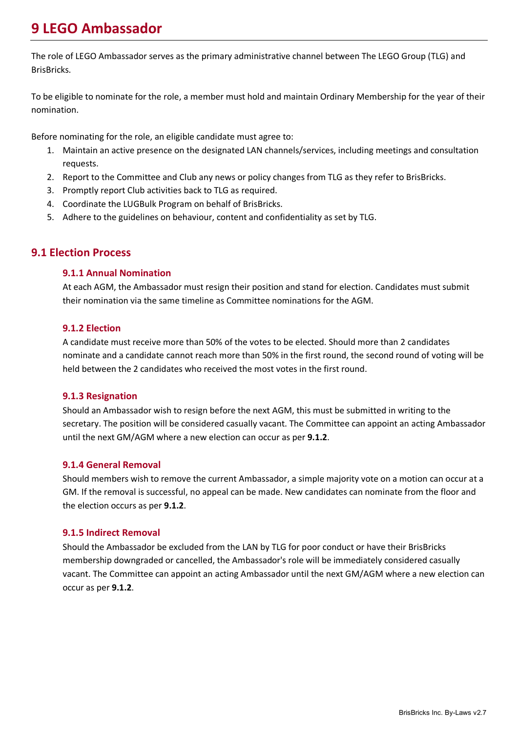# 9 LEGO Ambassador

The role of LEGO Ambassador serves as the primary administrative channel between The LEGO Group (TLG) and BrisBricks.

To be eligible to nominate for the role, a member must hold and maintain Ordinary Membership for the year of their nomination.

Before nominating for the role, an eligible candidate must agree to:

1. Maintain an active presence on the designated LAN channels/services, including meetings and consultation requests.
2. Report to the Committee and Club any news or policy changes from TLG as they refer to BrisBricks.
3. Promptly report Club activities back to TLG as required.
4. Coordinate the LUGBulk Program on behalf of BrisBricks.
5. Adhere to the guidelines on behaviour, content and confidentiality as set by TLG.

## 9.1 Election Process

### 9.1.1 Annual Nomination

At each AGM, the Ambassador must resign their position and stand for election. Candidates must submit their nomination via the same timeline as Committee nominations for the AGM.

### 9.1.2 Election

A candidate must receive more than 50% of the votes to be elected. Should more than 2 candidates nominate and a candidate cannot reach more than 50% in the first round, the second round of voting will be held between the 2 candidates who received the most votes in the first round.

### 9.1.3 Resignation

Should an Ambassador wish to resign before the next AGM, this must be submitted in writing to the secretary. The position will be considered casually vacant. The Committee can appoint an acting Ambassador until the next GM/AGM where a new election can occur as per **9.1.2**.

### 9.1.4 General Removal

Should members wish to remove the current Ambassador, a simple majority vote on a motion can occur at a GM. If the removal is successful, no appeal can be made. New candidates can nominate from the floor and the election occurs as per **9.1.2**.

### 9.1.5 Indirect Removal

Should the Ambassador be excluded from the LAN by TLG for poor conduct or have their BrisBricks membership downgraded or cancelled, the Ambassador's role will be immediately considered casually vacant. The Committee can appoint an acting Ambassador until the next GM/AGM where a new election can occur as per **9.1.2**.